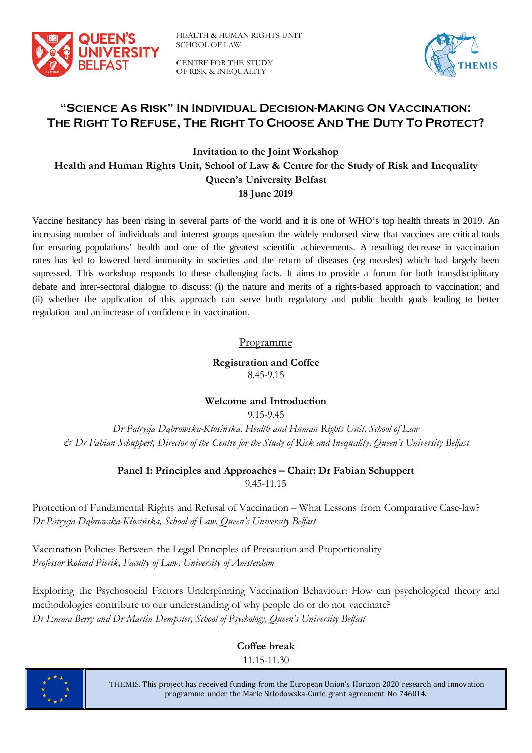HEALTH & HUMAN RIGHTS UNIT
SCHOOL OF LAW

CENTRE FOR THE STUDY
OF RISK & INEQUALITY

# "Science As Risk" In Individual Decision-Making On Vaccination: The Right To Refuse, The Right To Choose And The Duty To Protect?

**Invitation to the Joint Workshop**
**Health and Human Rights Unit, School of Law & Centre for the Study of Risk and Inequality**
**Queen's University Belfast**
**18 June 2019**

Vaccine hesitancy has been rising in several parts of the world and it is one of WHO's top health threats in 2019. An increasing number of individuals and interest groups question the widely endorsed view that vaccines are critical tools for ensuring populations' health and one of the greatest scientific achievements. A resulting decrease in vaccination rates has led to lowered herd immunity in societies and the return of diseases (eg measles) which had largely been supressed. This workshop responds to these challenging facts. It aims to provide a forum for both transdisciplinary debate and inter-sectoral dialogue to discuss: (i) the nature and merits of a rights-based approach to vaccination; and (ii) whether the application of this approach can serve both regulatory and public health goals leading to better regulation and an increase of confidence in vaccination.

## Programme

**Registration and Coffee**
8.45-9.15

**Welcome and Introduction**
9.15-9.45
*Dr Patrycja Dąbrowska-Kłosińska, Health and Human Rights Unit, School of Law & Dr Fabian Schuppert, Director of the Centre for the Study of Risk and Inequality, Queen's University Belfast*

**Panel 1: Principles and Approaches – Chair: Dr Fabian Schuppert**
9.45-11.15

Protection of Fundamental Rights and Refusal of Vaccination – What Lessons from Comparative Case-law?
*Dr Patrycja Dąbrowska-Kłosińska, School of Law, Queen's University Belfast*

Vaccination Policies Between the Legal Principles of Precaution and Proportionality
*Professor Roland Pierik, Faculty of Law, University of Amsterdam*

Exploring the Psychosocial Factors Underpinning Vaccination Behaviour: How can psychological theory and methodologies contribute to our understanding of why people do or do not vaccinate?
*Dr Emma Berry and Dr Martin Dempster, School of Psychology, Queen's University Belfast*

**Coffee break**
11.15-11.30

THEMIS. This project has received funding from the European Union's Horizon 2020 research and innovation programme under the Marie Skłodowska-Curie grant agreement No 746014.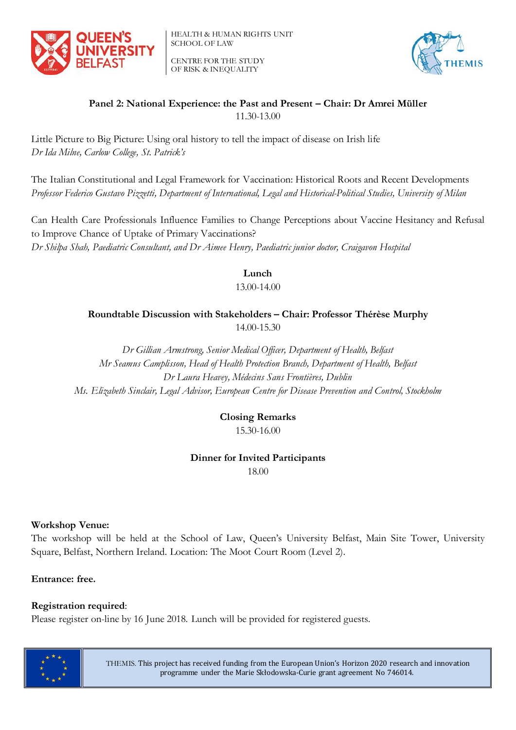HEALTH & HUMAN RIGHTS UNIT
SCHOOL OF LAW

CENTRE FOR THE STUDY
OF RISK & INEQUALITY

**Panel 2: National Experience: the Past and Present – Chair: Dr Amrei Müller**
11.30-13.00

Little Picture to Big Picture: Using oral history to tell the impact of disease on Irish life
*Dr Ida Milne, Carlow College, St. Patrick's*

The Italian Constitutional and Legal Framework for Vaccination: Historical Roots and Recent Developments
*Professor Federico Gustavo Pizzetti, Department of International, Legal and Historical-Political Studies, University of Milan*

Can Health Care Professionals Influence Families to Change Perceptions about Vaccine Hesitancy and Refusal to Improve Chance of Uptake of Primary Vaccinations?
*Dr Shilpa Shah, Paediatric Consultant, and Dr Aimee Henry, Paediatric junior doctor, Craigavon Hospital*

**Lunch**
13.00-14.00

**Roundtable Discussion with Stakeholders – Chair: Professor Thérèse Murphy**
14.00-15.30

*Dr Gillian Armstrong, Senior Medical Officer, Department of Health, Belfast*
*Mr Seamus Camplisson, Head of Health Protection Branch, Department of Health, Belfast*
*Dr Laura Heavey, Médecins Sans Frontières, Dublin*
*Ms. Elizabeth Sinclair, Legal Advisor, European Centre for Disease Prevention and Control, Stockholm*

**Closing Remarks**
15.30-16.00

**Dinner for Invited Participants**
18.00

**Workshop Venue:**
The workshop will be held at the School of Law, Queen's University Belfast, Main Site Tower, University Square, Belfast, Northern Ireland. Location: The Moot Court Room (Level 2).

**Entrance: free.**

**Registration required**:
Please register on-line by 16 June 2018. Lunch will be provided for registered guests.

THEMIS. This project has received funding from the European Union's Horizon 2020 research and innovation programme under the Marie Skłodowska-Curie grant agreement No 746014.